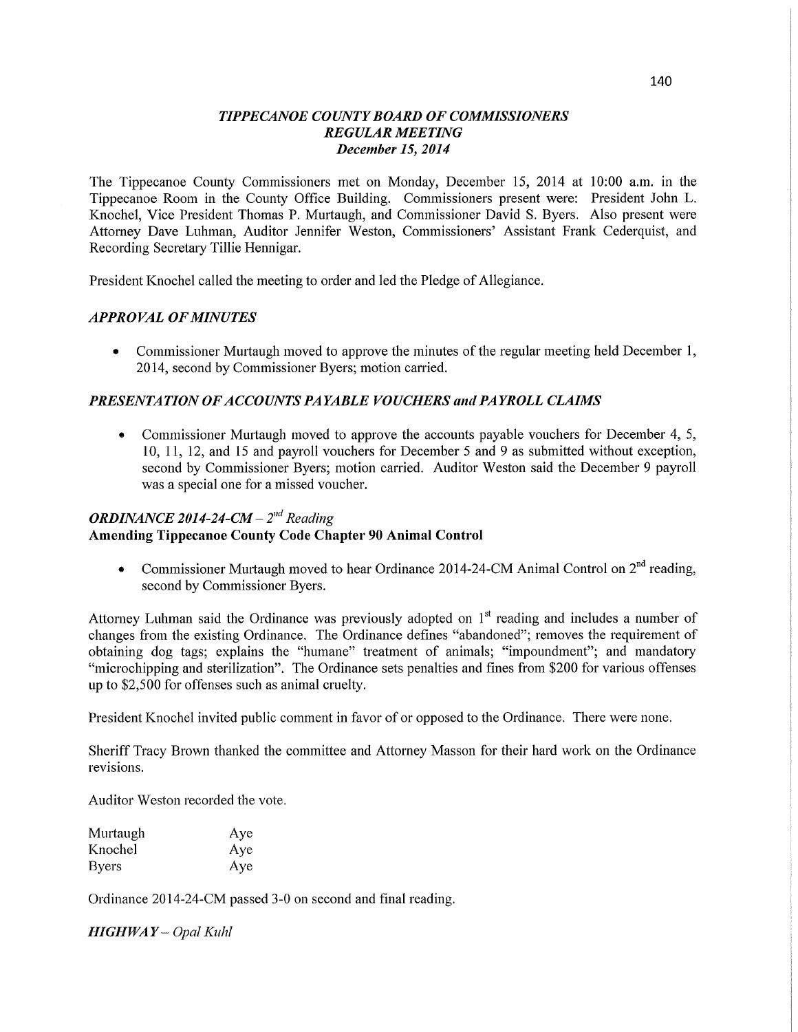## *TIPPECANOE COUNTY BOARD OF COMMISSIONERS*
## *REGULAR MEETING*
## *December 15, 2014*

The Tippecanoe County Commissioners met on Monday, December 15, 2014 at 10:00 a.m. in the Tippecanoe Room in the County Office Building. Commissioners present were: President John L. Knochel, Vice President Thomas P. Murtaugh, and Commissioner David S. Byers. Also present were Attorney Dave Luhman, Auditor Jennifer Weston, Commissioners' Assistant Frank Cederquist, and Recording Secretary Tillie Hennigar.

President Knochel called the meeting to order and led the Pledge of Allegiance.

### *APPROVAL OF MINUTES*

- Commissioner Murtaugh moved to approve the minutes of the regular meeting held December 1, 2014, second by Commissioner Byers; motion carried.

### *PRESENTATION OF ACCOUNTS PAYABLE VOUCHERS and PAYROLL CLAIMS*

- Commissioner Murtaugh moved to approve the accounts payable vouchers for December 4, 5, 10, 11, 12, and 15 and payroll vouchers for December 5 and 9 as submitted without exception, second by Commissioner Byers; motion carried. Auditor Weston said the December 9 payroll was a special one for a missed voucher.

### *ORDINANCE 2014-24-CM – 2nd Reading*
**Amending Tippecanoe County Code Chapter 90 Animal Control**

- Commissioner Murtaugh moved to hear Ordinance 2014-24-CM Animal Control on 2nd reading, second by Commissioner Byers.

Attorney Luhman said the Ordinance was previously adopted on 1st reading and includes a number of changes from the existing Ordinance. The Ordinance defines "abandoned"; removes the requirement of obtaining dog tags; explains the "humane" treatment of animals; "impoundment"; and mandatory "microchipping and sterilization". The Ordinance sets penalties and fines from $200 for various offenses up to $2,500 for offenses such as animal cruelty.

President Knochel invited public comment in favor of or opposed to the Ordinance. There were none.

Sheriff Tracy Brown thanked the committee and Attorney Masson for their hard work on the Ordinance revisions.

Auditor Weston recorded the vote.

| | |
|---|---|
| Murtaugh | Aye |
| Knochel | Aye |
| Byers | Aye |

Ordinance 2014-24-CM passed 3-0 on second and final reading.

### *HIGHWAY – Opal Kuhl*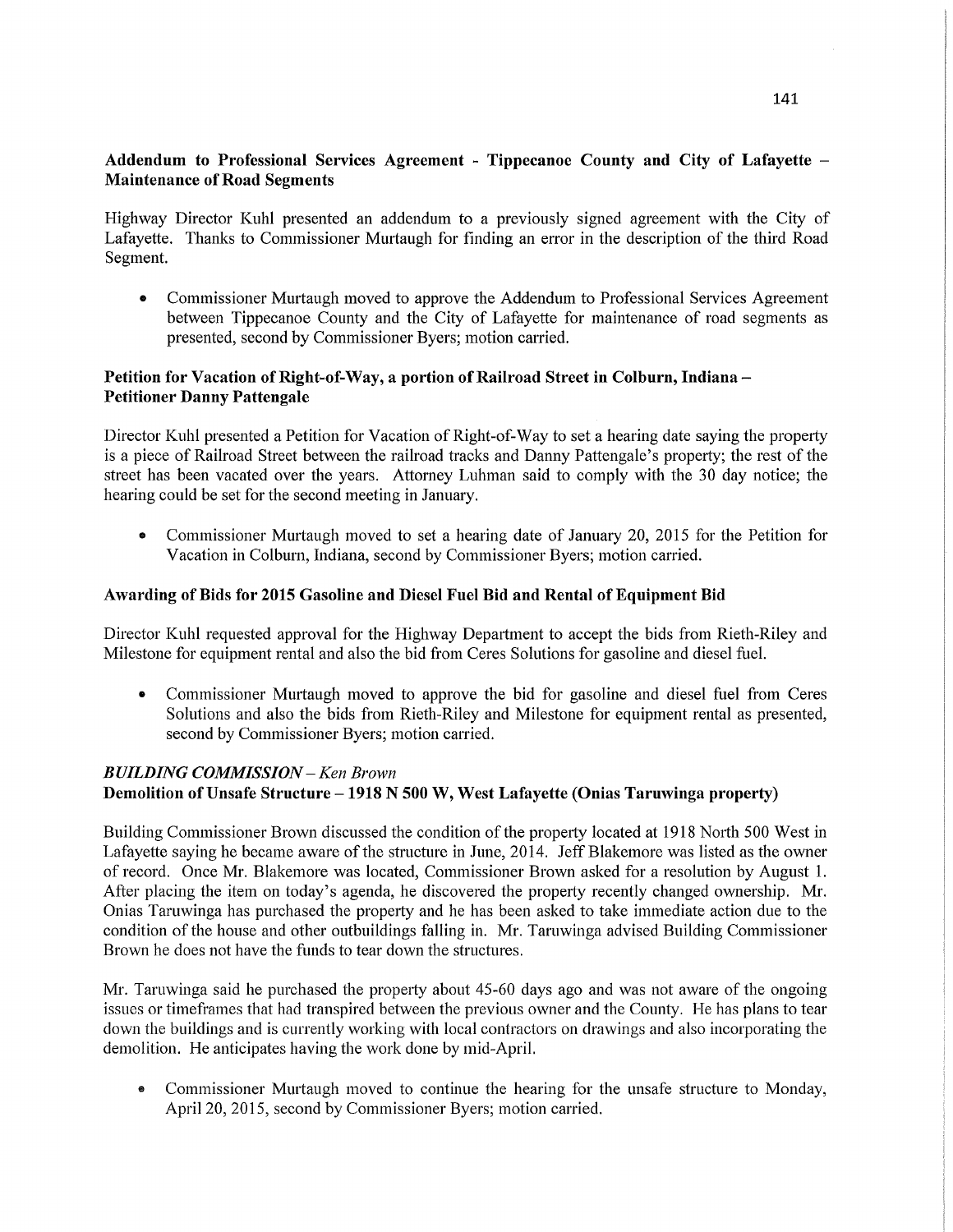**Addendum to Professional Services Agreement - Tippecanoe County and City of Lafayette – Maintenance of Road Segments**

Highway Director Kuhl presented an addendum to a previously signed agreement with the City of Lafayette. Thanks to Commissioner Murtaugh for finding an error in the description of the third Road Segment.

- Commissioner Murtaugh moved to approve the Addendum to Professional Services Agreement between Tippecanoe County and the City of Lafayette for maintenance of road segments as presented, second by Commissioner Byers; motion carried.

**Petition for Vacation of Right-of-Way, a portion of Railroad Street in Colburn, Indiana – Petitioner Danny Pattengale**

Director Kuhl presented a Petition for Vacation of Right-of-Way to set a hearing date saying the property is a piece of Railroad Street between the railroad tracks and Danny Pattengale's property; the rest of the street has been vacated over the years. Attorney Luhman said to comply with the 30 day notice; the hearing could be set for the second meeting in January.

- Commissioner Murtaugh moved to set a hearing date of January 20, 2015 for the Petition for Vacation in Colburn, Indiana, second by Commissioner Byers; motion carried.

**Awarding of Bids for 2015 Gasoline and Diesel Fuel Bid and Rental of Equipment Bid**

Director Kuhl requested approval for the Highway Department to accept the bids from Rieth-Riley and Milestone for equipment rental and also the bid from Ceres Solutions for gasoline and diesel fuel.

- Commissioner Murtaugh moved to approve the bid for gasoline and diesel fuel from Ceres Solutions and also the bids from Rieth-Riley and Milestone for equipment rental as presented, second by Commissioner Byers; motion carried.

***BUILDING COMMISSION** – Ken Brown*
**Demolition of Unsafe Structure – 1918 N 500 W, West Lafayette (Onias Taruwinga property)**

Building Commissioner Brown discussed the condition of the property located at 1918 North 500 West in Lafayette saying he became aware of the structure in June, 2014. Jeff Blakemore was listed as the owner of record. Once Mr. Blakemore was located, Commissioner Brown asked for a resolution by August 1. After placing the item on today's agenda, he discovered the property recently changed ownership. Mr. Onias Taruwinga has purchased the property and he has been asked to take immediate action due to the condition of the house and other outbuildings falling in. Mr. Taruwinga advised Building Commissioner Brown he does not have the funds to tear down the structures.

Mr. Taruwinga said he purchased the property about 45-60 days ago and was not aware of the ongoing issues or timeframes that had transpired between the previous owner and the County. He has plans to tear down the buildings and is currently working with local contractors on drawings and also incorporating the demolition. He anticipates having the work done by mid-April.

- Commissioner Murtaugh moved to continue the hearing for the unsafe structure to Monday, April 20, 2015, second by Commissioner Byers; motion carried.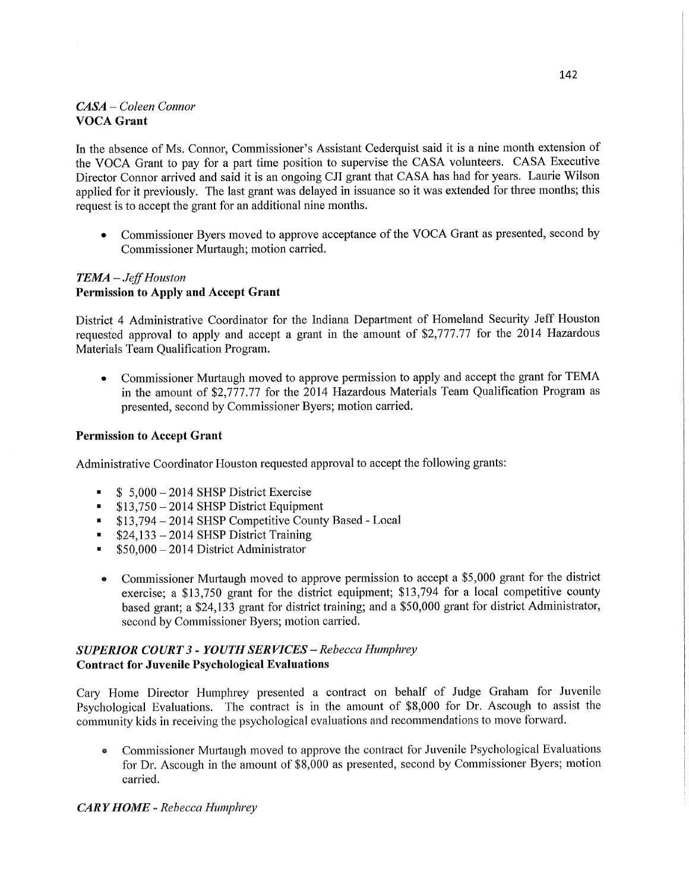***CASA** – Coleen Connor*
**VOCA Grant**

In the absence of Ms. Connor, Commissioner's Assistant Cederquist said it is a nine month extension of the VOCA Grant to pay for a part time position to supervise the CASA volunteers. CASA Executive Director Connor arrived and said it is an ongoing CJI grant that CASA has had for years. Laurie Wilson applied for it previously. The last grant was delayed in issuance so it was extended for three months; this request is to accept the grant for an additional nine months.

- Commissioner Byers moved to approve acceptance of the VOCA Grant as presented, second by Commissioner Murtaugh; motion carried.

***TEMA** – Jeff Houston*
**Permission to Apply and Accept Grant**

District 4 Administrative Coordinator for the Indiana Department of Homeland Security Jeff Houston requested approval to apply and accept a grant in the amount of $2,777.77 for the 2014 Hazardous Materials Team Qualification Program.

- Commissioner Murtaugh moved to approve permission to apply and accept the grant for TEMA in the amount of $2,777.77 for the 2014 Hazardous Materials Team Qualification Program as presented, second by Commissioner Byers; motion carried.

**Permission to Accept Grant**

Administrative Coordinator Houston requested approval to accept the following grants:

- $ 5,000 – 2014 SHSP District Exercise
- $13,750 – 2014 SHSP District Equipment
- $13,794 – 2014 SHSP Competitive County Based - Local
- $24,133 – 2014 SHSP District Training
- $50,000 – 2014 District Administrator

- Commissioner Murtaugh moved to approve permission to accept a $5,000 grant for the district exercise; a $13,750 grant for the district equipment; $13,794 for a local competitive county based grant; a $24,133 grant for district training; and a $50,000 grant for district Administrator, second by Commissioner Byers; motion carried.

***SUPERIOR COURT 3 - YOUTH SERVICES** – Rebecca Humphrey*
**Contract for Juvenile Psychological Evaluations**

Cary Home Director Humphrey presented a contract on behalf of Judge Graham for Juvenile Psychological Evaluations. The contract is in the amount of $8,000 for Dr. Ascough to assist the community kids in receiving the psychological evaluations and recommendations to move forward.

- Commissioner Murtaugh moved to approve the contract for Juvenile Psychological Evaluations for Dr. Ascough in the amount of $8,000 as presented, second by Commissioner Byers; motion carried.

***CARY HOME** - Rebecca Humphrey*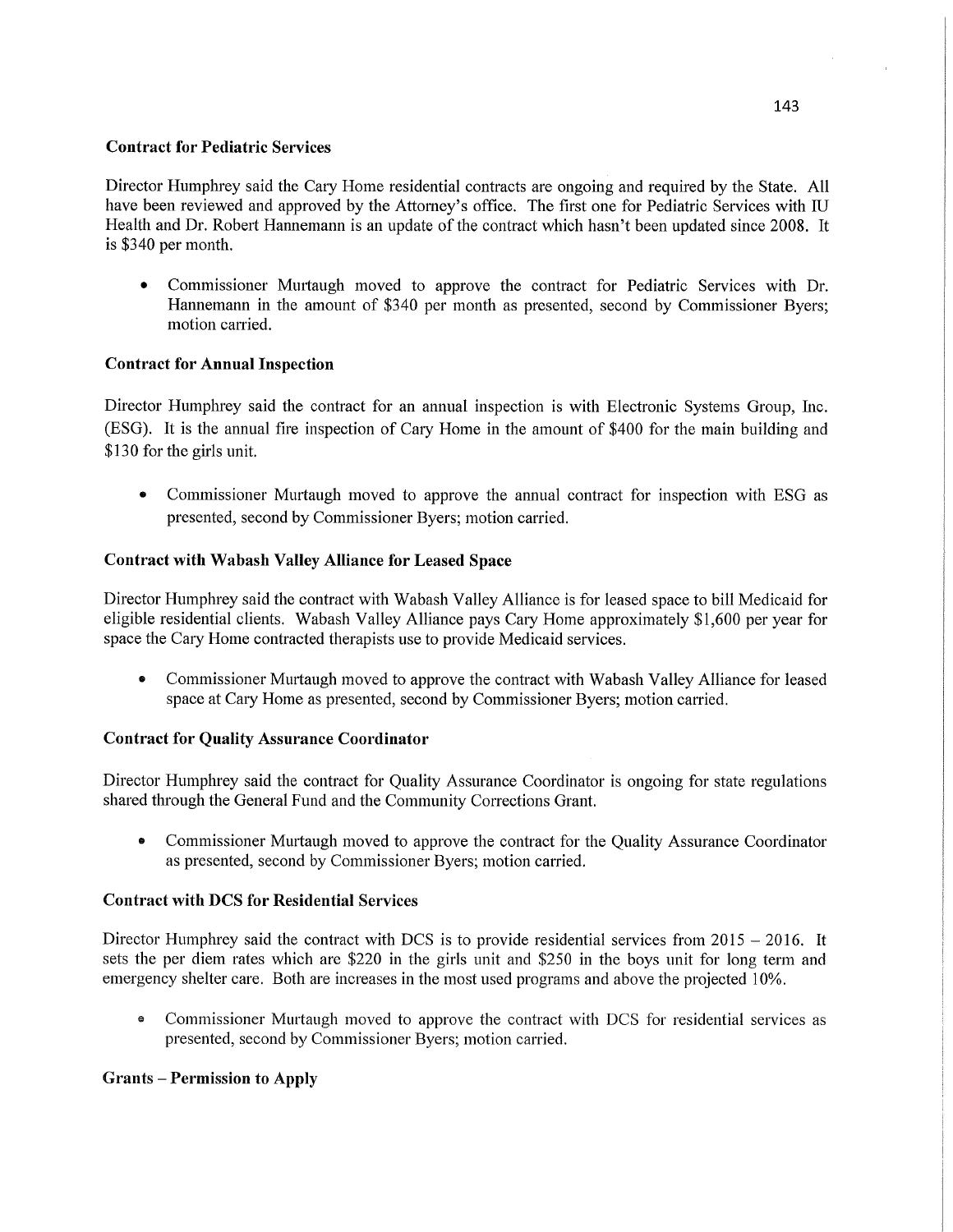**Contract for Pediatric Services**

Director Humphrey said the Cary Home residential contracts are ongoing and required by the State. All have been reviewed and approved by the Attorney's office. The first one for Pediatric Services with IU Health and Dr. Robert Hannemann is an update of the contract which hasn't been updated since 2008. It is $340 per month.

- Commissioner Murtaugh moved to approve the contract for Pediatric Services with Dr. Hannemann in the amount of $340 per month as presented, second by Commissioner Byers; motion carried.

**Contract for Annual Inspection**

Director Humphrey said the contract for an annual inspection is with Electronic Systems Group, Inc. (ESG). It is the annual fire inspection of Cary Home in the amount of $400 for the main building and $130 for the girls unit.

- Commissioner Murtaugh moved to approve the annual contract for inspection with ESG as presented, second by Commissioner Byers; motion carried.

**Contract with Wabash Valley Alliance for Leased Space**

Director Humphrey said the contract with Wabash Valley Alliance is for leased space to bill Medicaid for eligible residential clients. Wabash Valley Alliance pays Cary Home approximately $1,600 per year for space the Cary Home contracted therapists use to provide Medicaid services.

- Commissioner Murtaugh moved to approve the contract with Wabash Valley Alliance for leased space at Cary Home as presented, second by Commissioner Byers; motion carried.

**Contract for Quality Assurance Coordinator**

Director Humphrey said the contract for Quality Assurance Coordinator is ongoing for state regulations shared through the General Fund and the Community Corrections Grant.

- Commissioner Murtaugh moved to approve the contract for the Quality Assurance Coordinator as presented, second by Commissioner Byers; motion carried.

**Contract with DCS for Residential Services**

Director Humphrey said the contract with DCS is to provide residential services from 2015 – 2016. It sets the per diem rates which are $220 in the girls unit and $250 in the boys unit for long term and emergency shelter care. Both are increases in the most used programs and above the projected 10%.

- Commissioner Murtaugh moved to approve the contract with DCS for residential services as presented, second by Commissioner Byers; motion carried.

**Grants – Permission to Apply**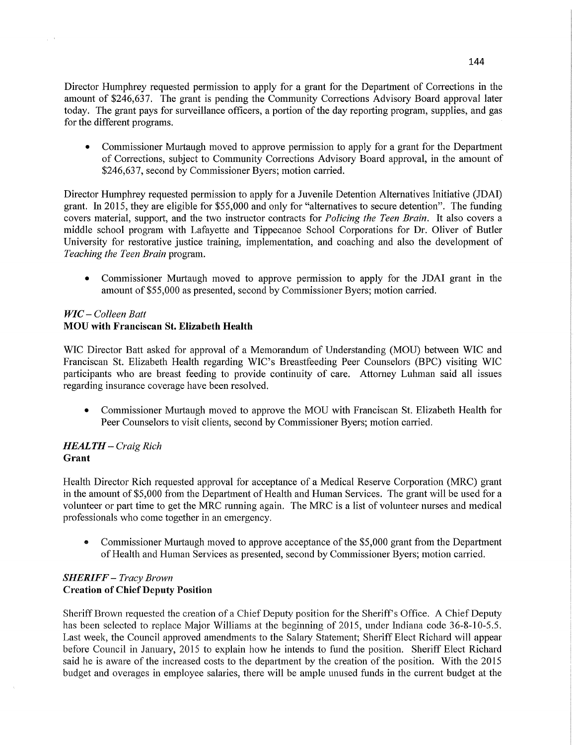Director Humphrey requested permission to apply for a grant for the Department of Corrections in the amount of $246,637. The grant is pending the Community Corrections Advisory Board approval later today. The grant pays for surveillance officers, a portion of the day reporting program, supplies, and gas for the different programs.

- Commissioner Murtaugh moved to approve permission to apply for a grant for the Department of Corrections, subject to Community Corrections Advisory Board approval, in the amount of $246,637, second by Commissioner Byers; motion carried.

Director Humphrey requested permission to apply for a Juvenile Detention Alternatives Initiative (JDAI) grant. In 2015, they are eligible for $55,000 and only for "alternatives to secure detention". The funding covers material, support, and the two instructor contracts for *Policing the Teen Brain*. It also covers a middle school program with Lafayette and Tippecanoe School Corporations for Dr. Oliver of Butler University for restorative justice training, implementation, and coaching and also the development of *Teaching the Teen Brain* program.

- Commissioner Murtaugh moved to approve permission to apply for the JDAI grant in the amount of $55,000 as presented, second by Commissioner Byers; motion carried.

***WIC** – Colleen Batt*
**MOU with Franciscan St. Elizabeth Health**

WIC Director Batt asked for approval of a Memorandum of Understanding (MOU) between WIC and Franciscan St. Elizabeth Health regarding WIC's Breastfeeding Peer Counselors (BPC) visiting WIC participants who are breast feeding to provide continuity of care. Attorney Luhman said all issues regarding insurance coverage have been resolved.

- Commissioner Murtaugh moved to approve the MOU with Franciscan St. Elizabeth Health for Peer Counselors to visit clients, second by Commissioner Byers; motion carried.

***HEALTH** – Craig Rich*
**Grant**

Health Director Rich requested approval for acceptance of a Medical Reserve Corporation (MRC) grant in the amount of $5,000 from the Department of Health and Human Services. The grant will be used for a volunteer or part time to get the MRC running again. The MRC is a list of volunteer nurses and medical professionals who come together in an emergency.

- Commissioner Murtaugh moved to approve acceptance of the $5,000 grant from the Department of Health and Human Services as presented, second by Commissioner Byers; motion carried.

***SHERIFF** – Tracy Brown*
**Creation of Chief Deputy Position**

Sheriff Brown requested the creation of a Chief Deputy position for the Sheriff's Office. A Chief Deputy has been selected to replace Major Williams at the beginning of 2015, under Indiana code 36-8-10-5.5. Last week, the Council approved amendments to the Salary Statement; Sheriff Elect Richard will appear before Council in January, 2015 to explain how he intends to fund the position. Sheriff Elect Richard said he is aware of the increased costs to the department by the creation of the position. With the 2015 budget and overages in employee salaries, there will be ample unused funds in the current budget at the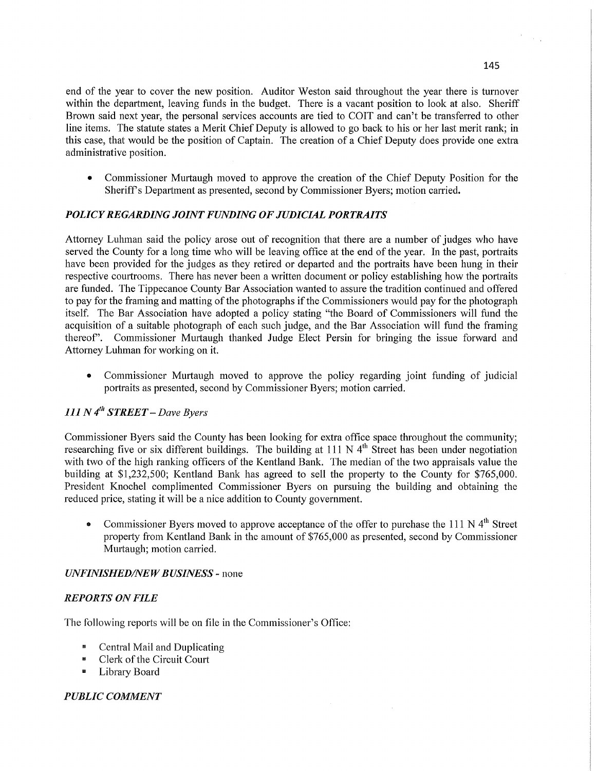end of the year to cover the new position. Auditor Weston said throughout the year there is turnover within the department, leaving funds in the budget. There is a vacant position to look at also. Sheriff Brown said next year, the personal services accounts are tied to COIT and can't be transferred to other line items. The statute states a Merit Chief Deputy is allowed to go back to his or her last merit rank; in this case, that would be the position of Captain. The creation of a Chief Deputy does provide one extra administrative position.

- Commissioner Murtaugh moved to approve the creation of the Chief Deputy Position for the Sheriff's Department as presented, second by Commissioner Byers; motion carried.

### *POLICY REGARDING JOINT FUNDING OF JUDICIAL PORTRAITS*

Attorney Luhman said the policy arose out of recognition that there are a number of judges who have served the County for a long time who will be leaving office at the end of the year. In the past, portraits have been provided for the judges as they retired or departed and the portraits have been hung in their respective courtrooms. There has never been a written document or policy establishing how the portraits are funded. The Tippecanoe County Bar Association wanted to assure the tradition continued and offered to pay for the framing and matting of the photographs if the Commissioners would pay for the photograph itself. The Bar Association have adopted a policy stating "the Board of Commissioners will fund the acquisition of a suitable photograph of each such judge, and the Bar Association will fund the framing thereof". Commissioner Murtaugh thanked Judge Elect Persin for bringing the issue forward and Attorney Luhman for working on it.

- Commissioner Murtaugh moved to approve the policy regarding joint funding of judicial portraits as presented, second by Commissioner Byers; motion carried.

### *111 N 4th STREET – Dave Byers*

Commissioner Byers said the County has been looking for extra office space throughout the community; researching five or six different buildings. The building at 111 N 4th Street has been under negotiation with two of the high ranking officers of the Kentland Bank. The median of the two appraisals value the building at $1,232,500; Kentland Bank has agreed to sell the property to the County for $765,000. President Knochel complimented Commissioner Byers on pursuing the building and obtaining the reduced price, stating it will be a nice addition to County government.

- Commissioner Byers moved to approve acceptance of the offer to purchase the 111 N 4th Street property from Kentland Bank in the amount of $765,000 as presented, second by Commissioner Murtaugh; motion carried.

### *UNFINISHED/NEW BUSINESS* - none

### *REPORTS ON FILE*

The following reports will be on file in the Commissioner's Office:

- Central Mail and Duplicating
- Clerk of the Circuit Court
- Library Board

### *PUBLIC COMMENT*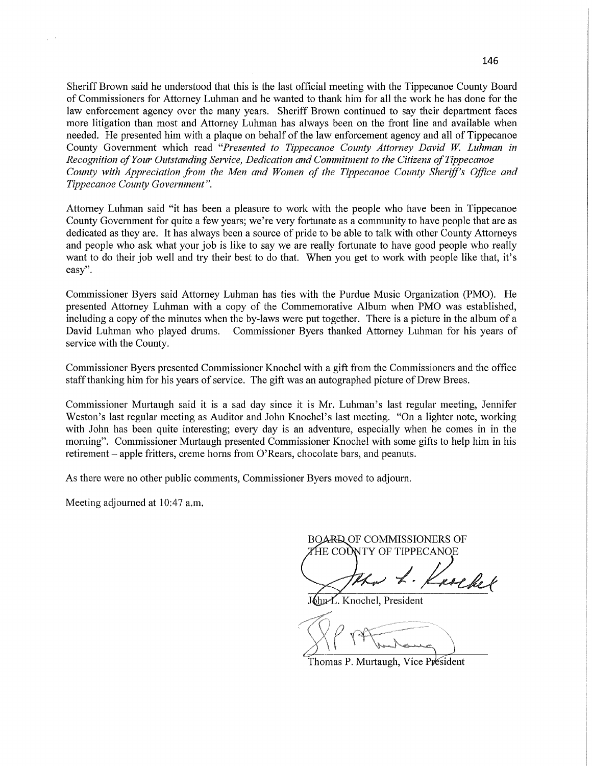Sheriff Brown said he understood that this is the last official meeting with the Tippecanoe County Board of Commissioners for Attorney Luhman and he wanted to thank him for all the work he has done for the law enforcement agency over the many years. Sheriff Brown continued to say their department faces more litigation than most and Attorney Luhman has always been on the front line and available when needed. He presented him with a plaque on behalf of the law enforcement agency and all of Tippecanoe County Government which read *"Presented to Tippecanoe County Attorney David W. Luhman in Recognition of Your Outstanding Service, Dedication and Commitment to the Citizens of Tippecanoe County with Appreciation from the Men and Women of the Tippecanoe County Sheriff's Office and Tippecanoe County Government"*.

Attorney Luhman said "it has been a pleasure to work with the people who have been in Tippecanoe County Government for quite a few years; we're very fortunate as a community to have people that are as dedicated as they are. It has always been a source of pride to be able to talk with other County Attorneys and people who ask what your job is like to say we are really fortunate to have good people who really want to do their job well and try their best to do that. When you get to work with people like that, it's easy".

Commissioner Byers said Attorney Luhman has ties with the Purdue Music Organization (PMO). He presented Attorney Luhman with a copy of the Commemorative Album when PMO was established, including a copy of the minutes when the by-laws were put together. There is a picture in the album of a David Luhman who played drums. Commissioner Byers thanked Attorney Luhman for his years of service with the County.

Commissioner Byers presented Commissioner Knochel with a gift from the Commissioners and the office staff thanking him for his years of service. The gift was an autographed picture of Drew Brees.

Commissioner Murtaugh said it is a sad day since it is Mr. Luhman's last regular meeting, Jennifer Weston's last regular meeting as Auditor and John Knochel's last meeting. "On a lighter note, working with John has been quite interesting; every day is an adventure, especially when he comes in in the morning". Commissioner Murtaugh presented Commissioner Knochel with some gifts to help him in his retirement – apple fritters, creme horns from O'Rears, chocolate bars, and peanuts.

As there were no other public comments, Commissioner Byers moved to adjourn.

Meeting adjourned at 10:47 a.m.

BOARD OF COMMISSIONERS OF
THE COUNTY OF TIPPECANOE

John L. Knochel, President

Thomas P. Murtaugh, Vice President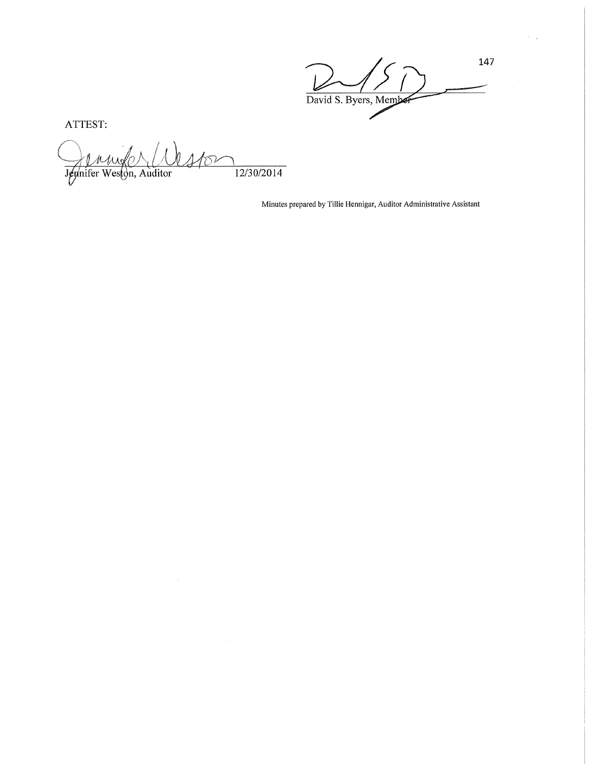David S. Byers, Member

ATTEST:

Jennifer Weston, Auditor 12/30/2014

Minutes prepared by Tillie Hennigar, Auditor Administrative Assistant